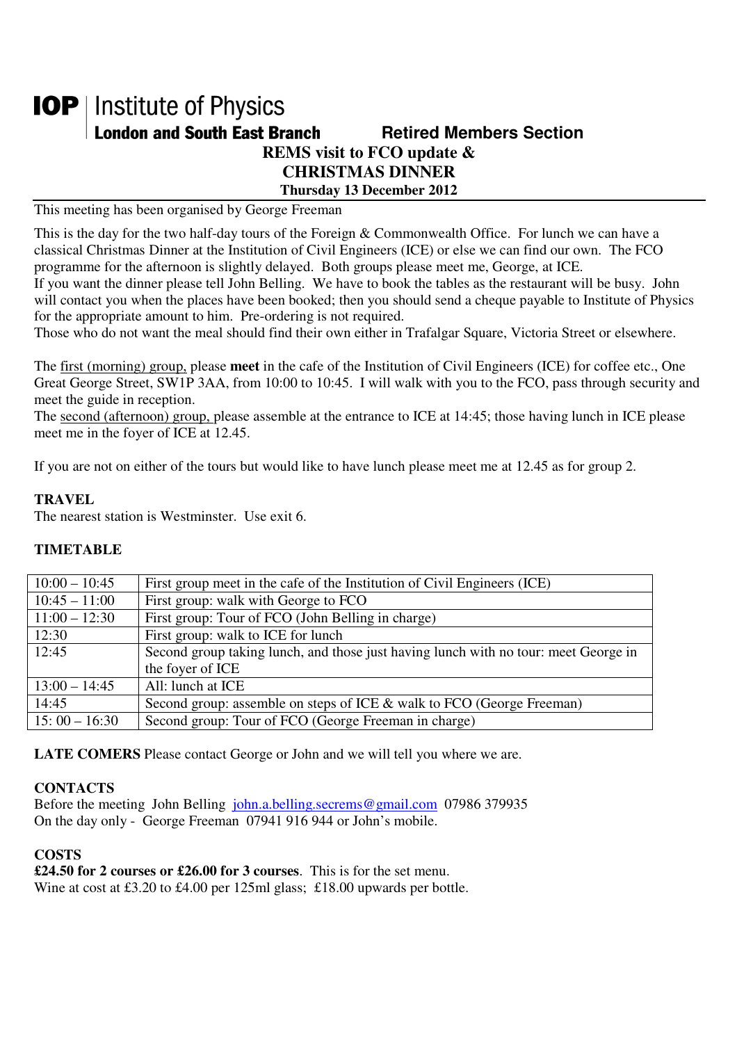# IOP | Institute of Physics

**London and South East Branch** **Retired Members Section**

## REMS visit to FCO update & CHRISTMAS DINNER

### Thursday 13 December 2012

This meeting has been organised by George Freeman

This is the day for the two half-day tours of the Foreign & Commonwealth Office. For lunch we can have a classical Christmas Dinner at the Institution of Civil Engineers (ICE) or else we can find our own. The FCO programme for the afternoon is slightly delayed. Both groups please meet me, George, at ICE.
If you want the dinner please tell John Belling. We have to book the tables as the restaurant will be busy. John will contact you when the places have been booked; then you should send a cheque payable to Institute of Physics for the appropriate amount to him. Pre-ordering is not required.
Those who do not want the meal should find their own either in Trafalgar Square, Victoria Street or elsewhere.

The first (morning) group, please **meet** in the cafe of the Institution of Civil Engineers (ICE) for coffee etc., One Great George Street, SW1P 3AA, from 10:00 to 10:45. I will walk with you to the FCO, pass through security and meet the guide in reception.
The second (afternoon) group, please assemble at the entrance to ICE at 14:45; those having lunch in ICE please meet me in the foyer of ICE at 12.45.

If you are not on either of the tours but would like to have lunch please meet me at 12.45 as for group 2.

**TRAVEL**
The nearest station is Westminster. Use exit 6.

**TIMETABLE**

| | |
|---|---|
| 10:00 – 10:45 | First group meet in the cafe of the Institution of Civil Engineers (ICE) |
| 10:45 – 11:00 | First group: walk with George to FCO |
| 11:00 – 12:30 | First group: Tour of FCO (John Belling in charge) |
| 12:30 | First group: walk to ICE for lunch |
| 12:45 | Second group taking lunch, and those just having lunch with no tour: meet George in the foyer of ICE |
| 13:00 – 14:45 | All: lunch at ICE |
| 14:45 | Second group: assemble on steps of ICE & walk to FCO (George Freeman) |
| 15: 00 – 16:30 | Second group: Tour of FCO (George Freeman in charge) |

**LATE COMERS** Please contact George or John and we will tell you where we are.

**CONTACTS**
Before the meeting John Belling john.a.belling.secrems@gmail.com 07986 379935
On the day only - George Freeman 07941 916 944 or John's mobile.

**COSTS**
**£24.50 for 2 courses or £26.00 for 3 courses**. This is for the set menu.
Wine at cost at £3.20 to £4.00 per 125ml glass; £18.00 upwards per bottle.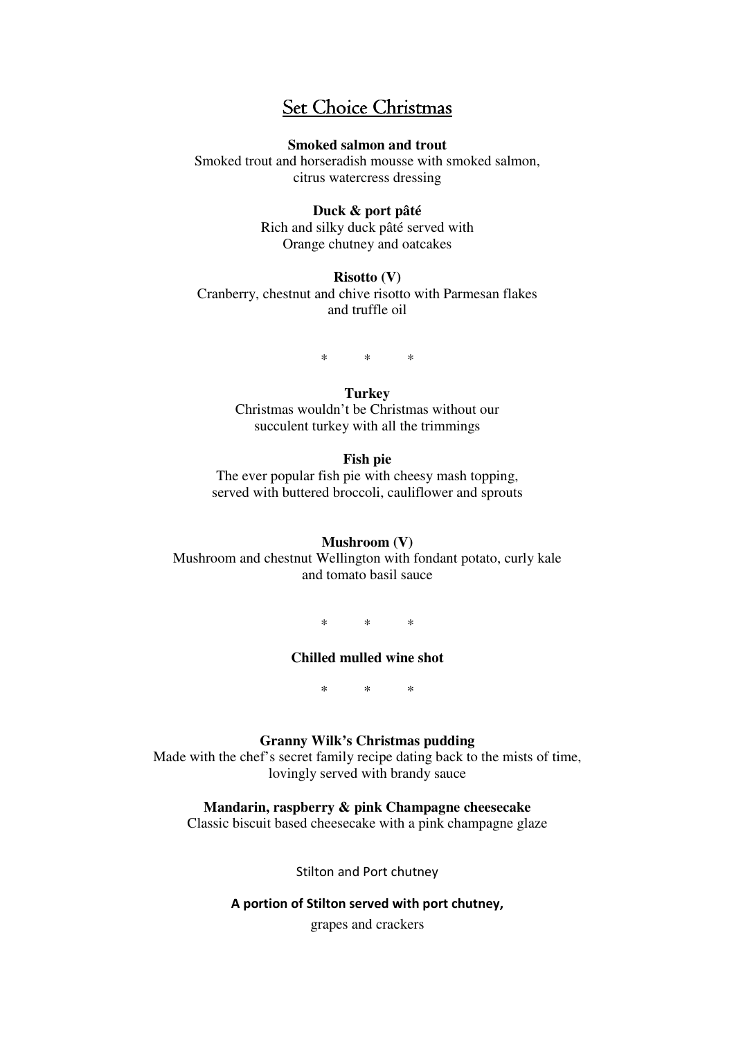# Set Choice Christmas

**Smoked salmon and trout**
Smoked trout and horseradish mousse with smoked salmon, citrus watercress dressing

**Duck & port pâté**
Rich and silky duck pâté served with Orange chutney and oatcakes

**Risotto (V)**
Cranberry, chestnut and chive risotto with Parmesan flakes and truffle oil

* * *

**Turkey**
Christmas wouldn't be Christmas without our succulent turkey with all the trimmings

**Fish pie**
The ever popular fish pie with cheesy mash topping, served with buttered broccoli, cauliflower and sprouts

**Mushroom (V)**
Mushroom and chestnut Wellington with fondant potato, curly kale and tomato basil sauce

* * *

**Chilled mulled wine shot**

* * *

**Granny Wilk's Christmas pudding**
Made with the chef's secret family recipe dating back to the mists of time, lovingly served with brandy sauce

**Mandarin, raspberry & pink Champagne cheesecake**
Classic biscuit based cheesecake with a pink champagne glaze

Stilton and Port chutney

**A portion of Stilton served with port chutney,**
grapes and crackers